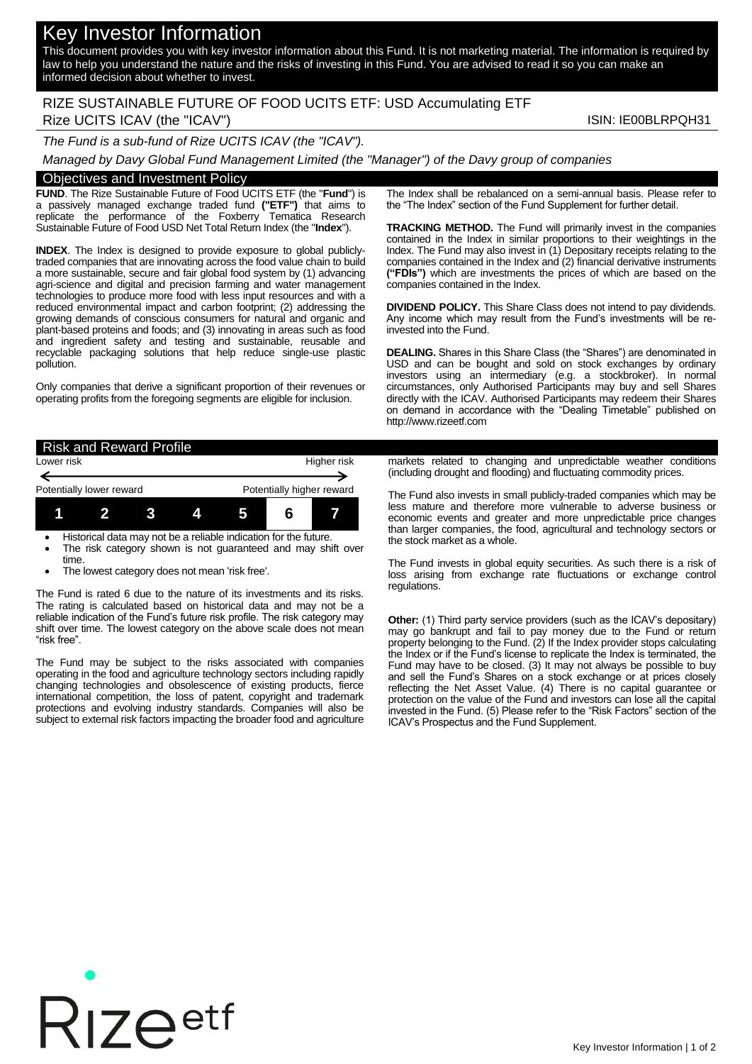# Key Investor Information

This document provides you with key investor information about this Fund. It is not marketing material. The information is required by law to help you understand the nature and the risks of investing in this Fund. You are advised to read it so you can make an informed decision about whether to invest.

## RIZE SUSTAINABLE FUTURE OF FOOD UCITS ETF: USD Accumulating ETF

Rize UCITS ICAV (the "ICAV") ISIN: IE00BLRPQH31

*The Fund is a sub-fund of Rize UCITS ICAV (the "ICAV").*

*Managed by Davy Global Fund Management Limited (the "Manager") of the Davy group of companies*

## Objectives and Investment Policy

**FUND**. The Rize Sustainable Future of Food UCITS ETF (the "**Fund**") is a passively managed exchange traded fund **("ETF")** that aims to replicate the performance of the Foxberry Tematica Research Sustainable Future of Food USD Net Total Return Index (the "**Index**").

**INDEX**. The Index is designed to provide exposure to global publicly-traded companies that are innovating across the food value chain to build a more sustainable, secure and fair global food system by (1) advancing agri-science and digital and precision farming and water management technologies to produce more food with less input resources and with a reduced environmental impact and carbon footprint; (2) addressing the growing demands of conscious consumers for natural and organic and plant-based proteins and foods; and (3) innovating in areas such as food and ingredient safety and testing and sustainable, reusable and recyclable packaging solutions that help reduce single-use plastic pollution.

Only companies that derive a significant proportion of their revenues or operating profits from the foregoing segments are eligible for inclusion.

The Index shall be rebalanced on a semi-annual basis. Please refer to the "The Index" section of the Fund Supplement for further detail.

**TRACKING METHOD.** The Fund will primarily invest in the companies contained in the Index in similar proportions to their weightings in the Index. The Fund may also invest in (1) Depositary receipts relating to the companies contained in the Index and (2) financial derivative instruments **("FDIs")** which are investments the prices of which are based on the companies contained in the Index.

**DIVIDEND POLICY.** This Share Class does not intend to pay dividends. Any income which may result from the Fund's investments will be re-invested into the Fund.

**DEALING.** Shares in this Share Class (the "Shares") are denominated in USD and can be bought and sold on stock exchanges by ordinary investors using an intermediary (e.g. a stockbroker). In normal circumstances, only Authorised Participants may buy and sell Shares directly with the ICAV. Authorised Participants may redeem their Shares on demand in accordance with the "Dealing Timetable" published on http://www.rizeetf.com

## Risk and Reward Profile

| Lower risk | | | | | | Higher risk |
|---|---|---|---|---|---|---|
| Potentially lower reward | | | | | | Potentially higher reward |
| 1 | 2 | 3 | 4 | 5 | **6** | 7 |

- Historical data may not be a reliable indication for the future.
- The risk category shown is not guaranteed and may shift over time.
- The lowest category does not mean 'risk free'.

The Fund is rated 6 due to the nature of its investments and its risks. The rating is calculated based on historical data and may not be a reliable indication of the Fund's future risk profile. The risk category may shift over time. The lowest category on the above scale does not mean "risk free".

The Fund may be subject to the risks associated with companies operating in the food and agriculture technology sectors including rapidly changing technologies and obsolescence of existing products, fierce international competition, the loss of patent, copyright and trademark protections and evolving industry standards. Companies will also be subject to external risk factors impacting the broader food and agriculture markets related to changing and unpredictable weather conditions (including drought and flooding) and fluctuating commodity prices.

The Fund also invests in small publicly-traded companies which may be less mature and therefore more vulnerable to adverse business or economic events and greater and more unpredictable price changes than larger companies, the food, agricultural and technology sectors or the stock market as a whole.

The Fund invests in global equity securities. As such there is a risk of loss arising from exchange rate fluctuations or exchange control regulations.

**Other:** (1) Third party service providers (such as the ICAV's depositary) may go bankrupt and fail to pay money due to the Fund or return property belonging to the Fund. (2) If the Index provider stops calculating the Index or if the Fund's license to replicate the Index is terminated, the Fund may have to be closed. (3) It may not always be possible to buy and sell the Fund's Shares on a stock exchange or at prices closely reflecting the Net Asset Value. (4) There is no capital guarantee or protection on the value of the Fund and investors can lose all the capital invested in the Fund. (5) Please refer to the "Risk Factors" section of the ICAV's Prospectus and the Fund Supplement.

Rize etf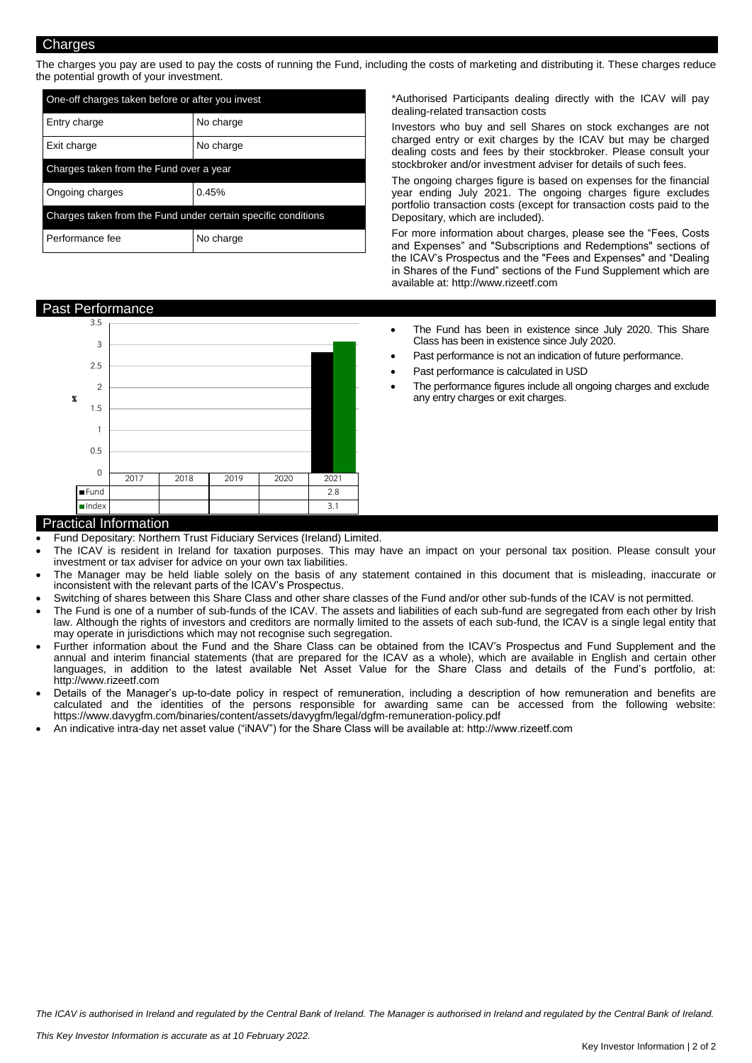## Charges

The charges you pay are used to pay the costs of running the Fund, including the costs of marketing and distributing it. These charges reduce the potential growth of your investment.

| One-off charges taken before or after you invest | |
|---|---|
| Entry charge | No charge |
| Exit charge | No charge |
| **Charges taken from the Fund over a year** | |
| Ongoing charges | 0.45% |
| **Charges taken from the Fund under certain specific conditions** | |
| Performance fee | No charge |

*Authorised Participants dealing directly with the ICAV will pay dealing-related transaction costs

Investors who buy and sell Shares on stock exchanges are not charged entry or exit charges by the ICAV but may be charged dealing costs and fees by their stockbroker. Please consult your stockbroker and/or investment adviser for details of such fees.

The ongoing charges figure is based on expenses for the financial year ending July 2021. The ongoing charges figure excludes portfolio transaction costs (except for transaction costs paid to the Depositary, which are included).

For more information about charges, please see the "Fees, Costs and Expenses" and "Subscriptions and Redemptions" sections of the ICAV's Prospectus and the "Fees and Expenses" and "Dealing in Shares of the Fund" sections of the Fund Supplement which are available at: http://www.rizeetf.com

## Past Performance

%

3.5
3
2.5
2
1.5
1
0.5
0

2017 2018 2019 2020 2021

Fund 2.8

Index 3.1

- The Fund has been in existence since July 2020. This Share Class has been in existence since July 2020.
- Past performance is not an indication of future performance.
- Past performance is calculated in USD
- The performance figures include all ongoing charges and exclude any entry charges or exit charges.

## Practical Information

- Fund Depositary: Northern Trust Fiduciary Services (Ireland) Limited.
- The ICAV is resident in Ireland for taxation purposes. This may have an impact on your personal tax position. Please consult your investment or tax adviser for advice on your own tax liabilities.
- The Manager may be held liable solely on the basis of any statement contained in this document that is misleading, inaccurate or inconsistent with the relevant parts of the ICAV's Prospectus.
- Switching of shares between this Share Class and other share classes of the Fund and/or other sub-funds of the ICAV is not permitted.
- The Fund is one of a number of sub-funds of the ICAV. The assets and liabilities of each sub-fund are segregated from each other by Irish law. Although the rights of investors and creditors are normally limited to the assets of each sub-fund, the ICAV is a single legal entity that may operate in jurisdictions which may not recognise such segregation.
- Further information about the Fund and the Share Class can be obtained from the ICAV's Prospectus and Fund Supplement and the annual and interim financial statements (that are prepared for the ICAV as a whole), which are available in English and certain other languages, in addition to the latest available Net Asset Value for the Share Class and details of the Fund's portfolio, at: http://www.rizeetf.com
- Details of the Manager's up-to-date policy in respect of remuneration, including a description of how remuneration and benefits are calculated and the identities of the persons responsible for awarding same can be accessed from the following website: https://www.davygfm.com/binaries/content/assets/davygfm/legal/dgfm-remuneration-policy.pdf
- An indicative intra-day net asset value ("iNAV") for the Share Class will be available at: http://www.rizeetf.com

*The ICAV is authorised in Ireland and regulated by the Central Bank of Ireland. The Manager is authorised in Ireland and regulated by the Central Bank of Ireland.*

*This Key Investor Information is accurate as at 10 February 2022.*